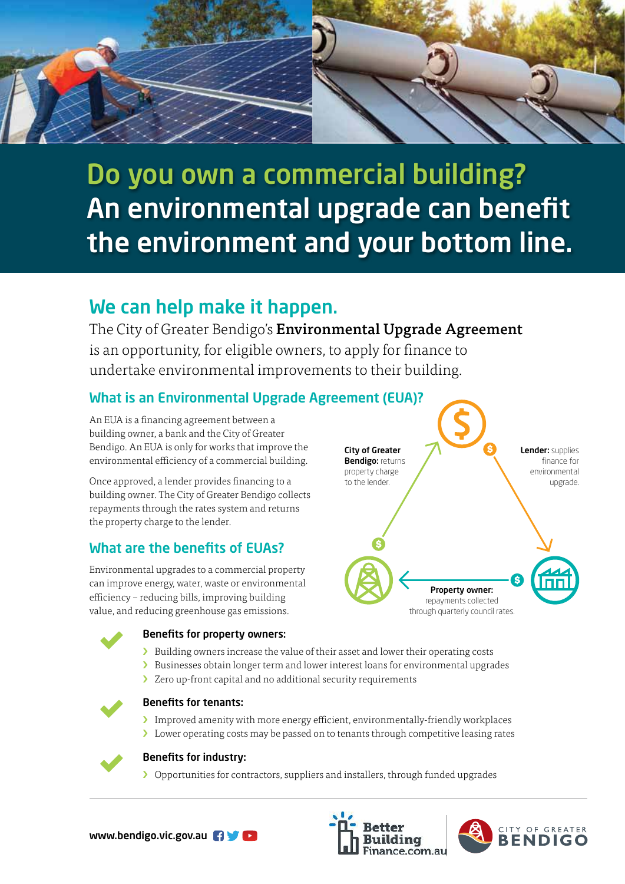# Do you own a commercial building?
# An environmental upgrade can benefit the environment and your bottom line.

## We can help make it happen.

The City of Greater Bendigo's **Environmental Upgrade Agreement** is an opportunity, for eligible owners, to apply for finance to undertake environmental improvements to their building.

### What is an Environmental Upgrade Agreement (EUA)?

An EUA is a financing agreement between a building owner, a bank and the City of Greater Bendigo. An EUA is only for works that improve the environmental efficiency of a commercial building.

Once approved, a lender provides financing to a building owner. The City of Greater Bendigo collects repayments through the rates system and returns the property charge to the lender.

**City of Greater Bendigo:** returns property charge to the lender.

**Lender:** supplies finance for environmental upgrade.

**Property owner:** repayments collected through quarterly council rates.

### What are the benefits of EUAs?

Environmental upgrades to a commercial property can improve energy, water, waste or environmental efficiency – reducing bills, improving building value, and reducing greenhouse gas emissions.

**Benefits for property owners:**

- Building owners increase the value of their asset and lower their operating costs
- Businesses obtain longer term and lower interest loans for environmental upgrades
- Zero up-front capital and no additional security requirements

**Benefits for tenants:**

- Improved amenity with more energy efficient, environmentally-friendly workplaces
- Lower operating costs may be passed on to tenants through competitive leasing rates

**Benefits for industry:**

- Opportunities for contractors, suppliers and installers, through funded upgrades

www.bendigo.vic.gov.au

Better Building Finance.com.au

CITY OF GREATER BENDIGO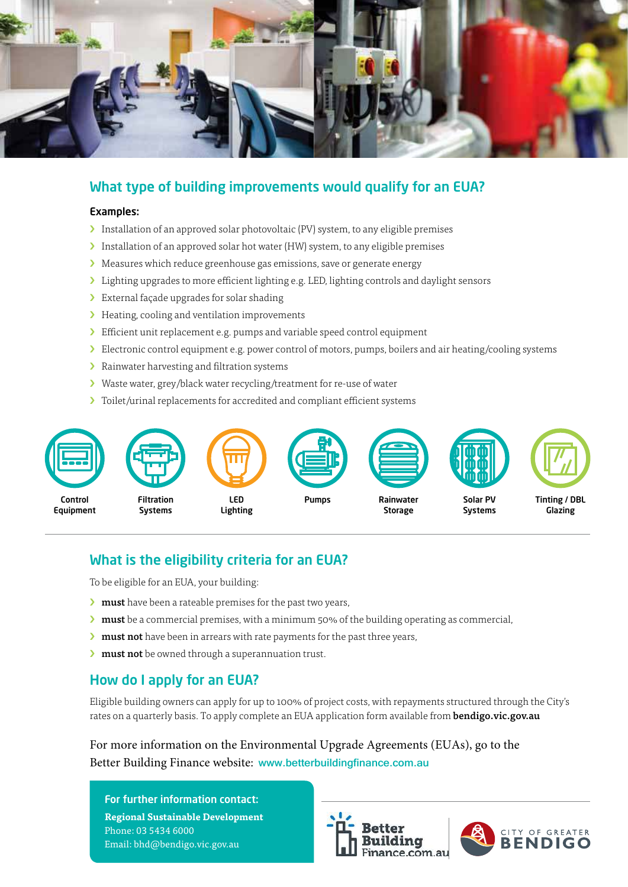## What type of building improvements would qualify for an EUA?

### Examples:

- Installation of an approved solar photovoltaic (PV) system, to any eligible premises
- Installation of an approved solar hot water (HW) system, to any eligible premises
- Measures which reduce greenhouse gas emissions, save or generate energy
- Lighting upgrades to more efficient lighting e.g. LED, lighting controls and daylight sensors
- External façade upgrades for solar shading
- Heating, cooling and ventilation improvements
- Efficient unit replacement e.g. pumps and variable speed control equipment
- Electronic control equipment e.g. power control of motors, pumps, boilers and air heating/cooling systems
- Rainwater harvesting and filtration systems
- Waste water, grey/black water recycling/treatment for re-use of water
- Toilet/urinal replacements for accredited and compliant efficient systems

Control Equipment
Filtration Systems
LED Lighting
Pumps
Rainwater Storage
Solar PV Systems
Tinting / DBL Glazing

## What is the eligibility criteria for an EUA?

To be eligible for an EUA, your building:

- **must** have been a rateable premises for the past two years,
- **must** be a commercial premises, with a minimum 50% of the building operating as commercial,
- **must not** have been in arrears with rate payments for the past three years,
- **must not** be owned through a superannuation trust.

## How do I apply for an EUA?

Eligible building owners can apply for up to 100% of project costs, with repayments structured through the City's rates on a quarterly basis. To apply complete an EUA application form available from **bendigo.vic.gov.au**

For more information on the Environmental Upgrade Agreements (EUAs), go to the Better Building Finance website: www.betterbuildingfinance.com.au

**For further information contact:**

**Regional Sustainable Development**
Phone: 03 5434 6000
Email: bhd@bendigo.vic.gov.au

Better Building Finance.com.au

CITY OF GREATER BENDIGO